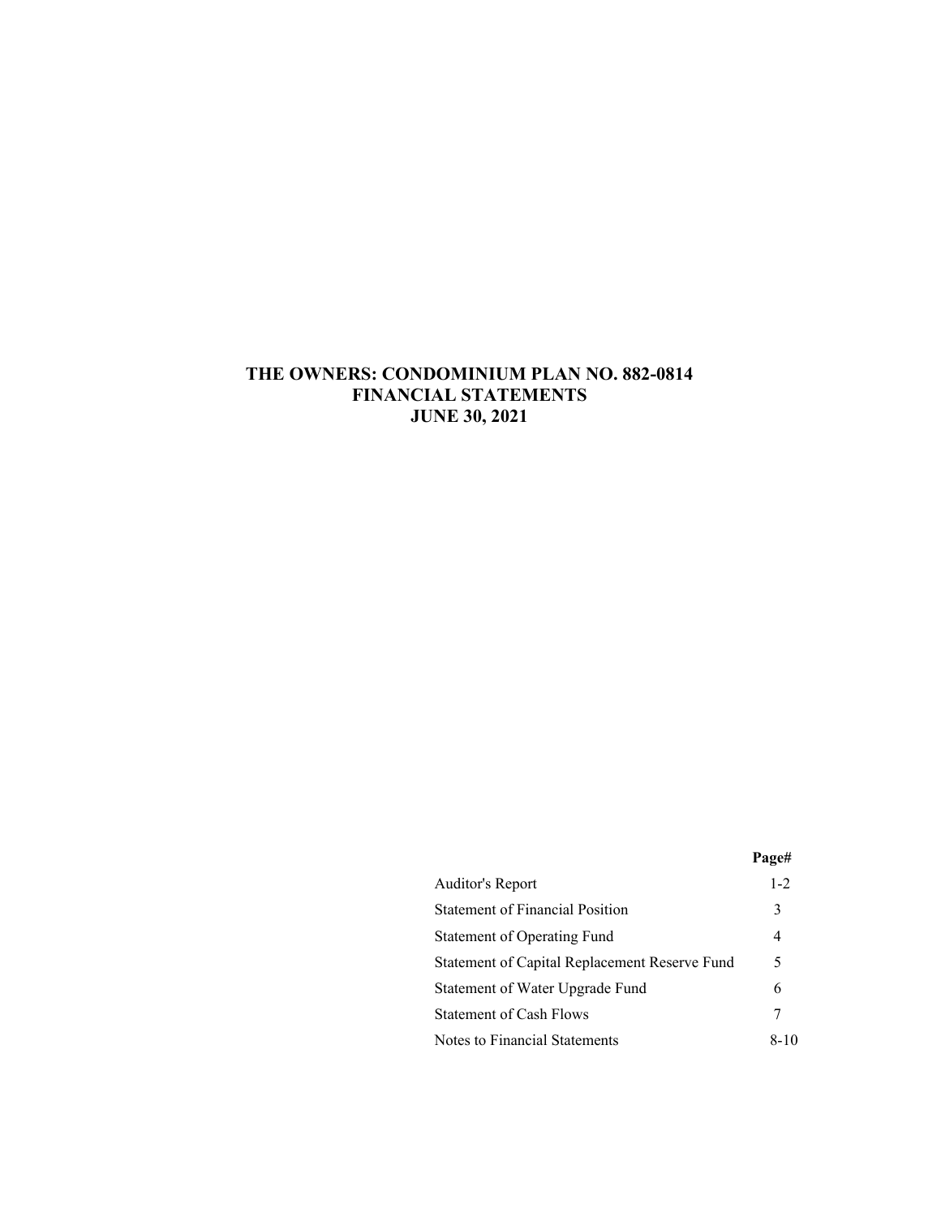# THE OWNERS: CONDOMINIUM PLAN NO. 882-0814
# FINANCIAL STATEMENTS
# JUNE 30, 2021

| | Page# |
|---|---|
| Auditor's Report | 1-2 |
| Statement of Financial Position | 3 |
| Statement of Operating Fund | 4 |
| Statement of Capital Replacement Reserve Fund | 5 |
| Statement of Water Upgrade Fund | 6 |
| Statement of Cash Flows | 7 |
| Notes to Financial Statements | 8-10 |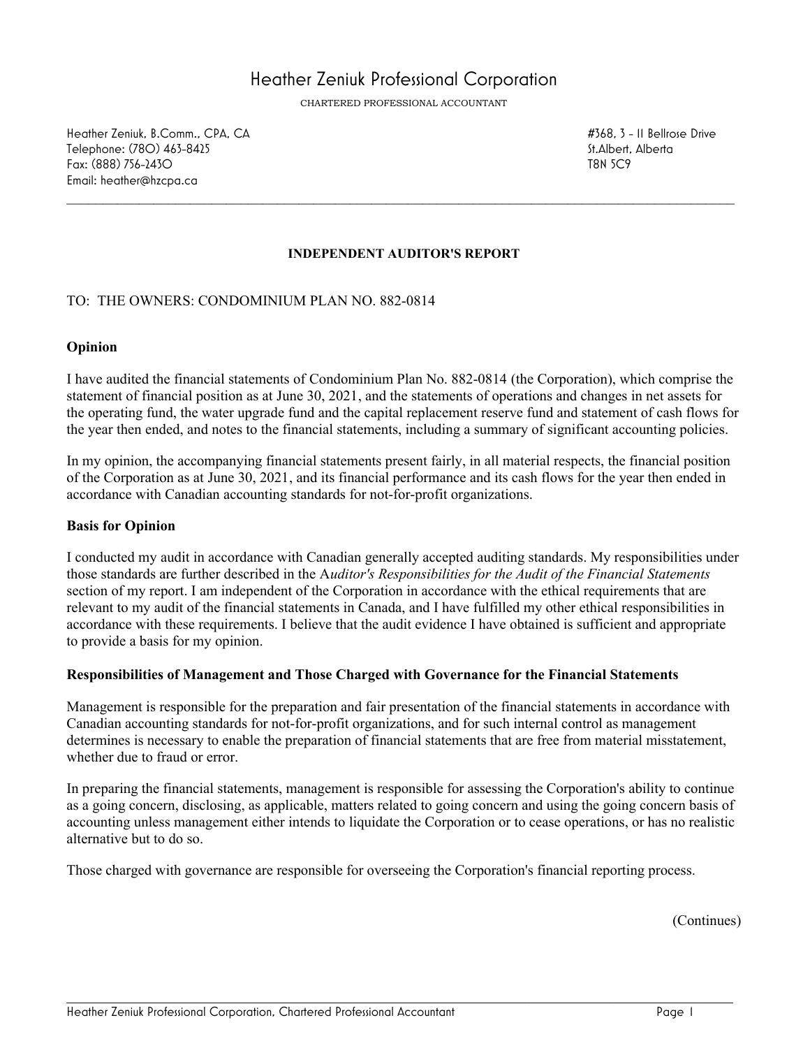# Heather Zeniuk Professional Corporation

CHARTERED PROFESSIONAL ACCOUNTANT

Heather Zeniuk, B.Comm., CPA, CA
Telephone: (780) 463-8425
Fax: (888) 756-2430
Email: heather@hzcpa.ca

#368, 3 - 11 Bellrose Drive
St.Albert, Alberta
T8N 5C9

## INDEPENDENT AUDITOR'S REPORT

TO: THE OWNERS: CONDOMINIUM PLAN NO. 882-0814

### Opinion

I have audited the financial statements of Condominium Plan No. 882-0814 (the Corporation), which comprise the statement of financial position as at June 30, 2021, and the statements of operations and changes in net assets for the operating fund, the water upgrade fund and the capital replacement reserve fund and statement of cash flows for the year then ended, and notes to the financial statements, including a summary of significant accounting policies.

In my opinion, the accompanying financial statements present fairly, in all material respects, the financial position of the Corporation as at June 30, 2021, and its financial performance and its cash flows for the year then ended in accordance with Canadian accounting standards for not-for-profit organizations.

### Basis for Opinion

I conducted my audit in accordance with Canadian generally accepted auditing standards. My responsibilities under those standards are further described in the *Auditor's Responsibilities for the Audit of the Financial Statements* section of my report. I am independent of the Corporation in accordance with the ethical requirements that are relevant to my audit of the financial statements in Canada, and I have fulfilled my other ethical responsibilities in accordance with these requirements. I believe that the audit evidence I have obtained is sufficient and appropriate to provide a basis for my opinion.

### Responsibilities of Management and Those Charged with Governance for the Financial Statements

Management is responsible for the preparation and fair presentation of the financial statements in accordance with Canadian accounting standards for not-for-profit organizations, and for such internal control as management determines is necessary to enable the preparation of financial statements that are free from material misstatement, whether due to fraud or error.

In preparing the financial statements, management is responsible for assessing the Corporation's ability to continue as a going concern, disclosing, as applicable, matters related to going concern and using the going concern basis of accounting unless management either intends to liquidate the Corporation or to cease operations, or has no realistic alternative but to do so.

Those charged with governance are responsible for overseeing the Corporation's financial reporting process.

(Continues)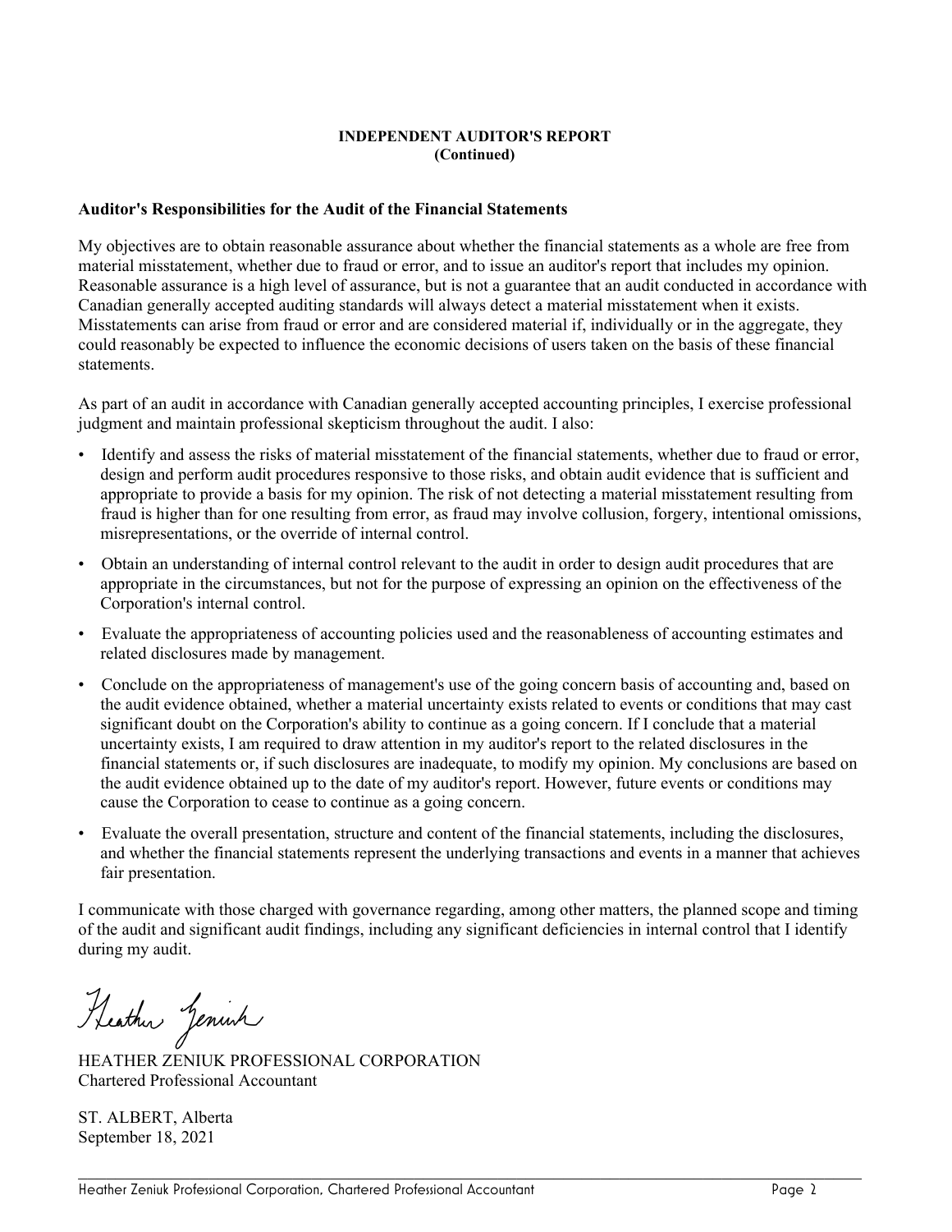**INDEPENDENT AUDITOR'S REPORT**
**(Continued)**

**Auditor's Responsibilities for the Audit of the Financial Statements**

My objectives are to obtain reasonable assurance about whether the financial statements as a whole are free from material misstatement, whether due to fraud or error, and to issue an auditor's report that includes my opinion. Reasonable assurance is a high level of assurance, but is not a guarantee that an audit conducted in accordance with Canadian generally accepted auditing standards will always detect a material misstatement when it exists. Misstatements can arise from fraud or error and are considered material if, individually or in the aggregate, they could reasonably be expected to influence the economic decisions of users taken on the basis of these financial statements.

As part of an audit in accordance with Canadian generally accepted accounting principles, I exercise professional judgment and maintain professional skepticism throughout the audit. I also:

- Identify and assess the risks of material misstatement of the financial statements, whether due to fraud or error, design and perform audit procedures responsive to those risks, and obtain audit evidence that is sufficient and appropriate to provide a basis for my opinion. The risk of not detecting a material misstatement resulting from fraud is higher than for one resulting from error, as fraud may involve collusion, forgery, intentional omissions, misrepresentations, or the override of internal control.
- Obtain an understanding of internal control relevant to the audit in order to design audit procedures that are appropriate in the circumstances, but not for the purpose of expressing an opinion on the effectiveness of the Corporation's internal control.
- Evaluate the appropriateness of accounting policies used and the reasonableness of accounting estimates and related disclosures made by management.
- Conclude on the appropriateness of management's use of the going concern basis of accounting and, based on the audit evidence obtained, whether a material uncertainty exists related to events or conditions that may cast significant doubt on the Corporation's ability to continue as a going concern. If I conclude that a material uncertainty exists, I am required to draw attention in my auditor's report to the related disclosures in the financial statements or, if such disclosures are inadequate, to modify my opinion. My conclusions are based on the audit evidence obtained up to the date of my auditor's report. However, future events or conditions may cause the Corporation to cease to continue as a going concern.
- Evaluate the overall presentation, structure and content of the financial statements, including the disclosures, and whether the financial statements represent the underlying transactions and events in a manner that achieves fair presentation.

I communicate with those charged with governance regarding, among other matters, the planned scope and timing of the audit and significant audit findings, including any significant deficiencies in internal control that I identify during my audit.

Heather Zeniuk

HEATHER ZENIUK PROFESSIONAL CORPORATION
Chartered Professional Accountant

ST. ALBERT, Alberta
September 18, 2021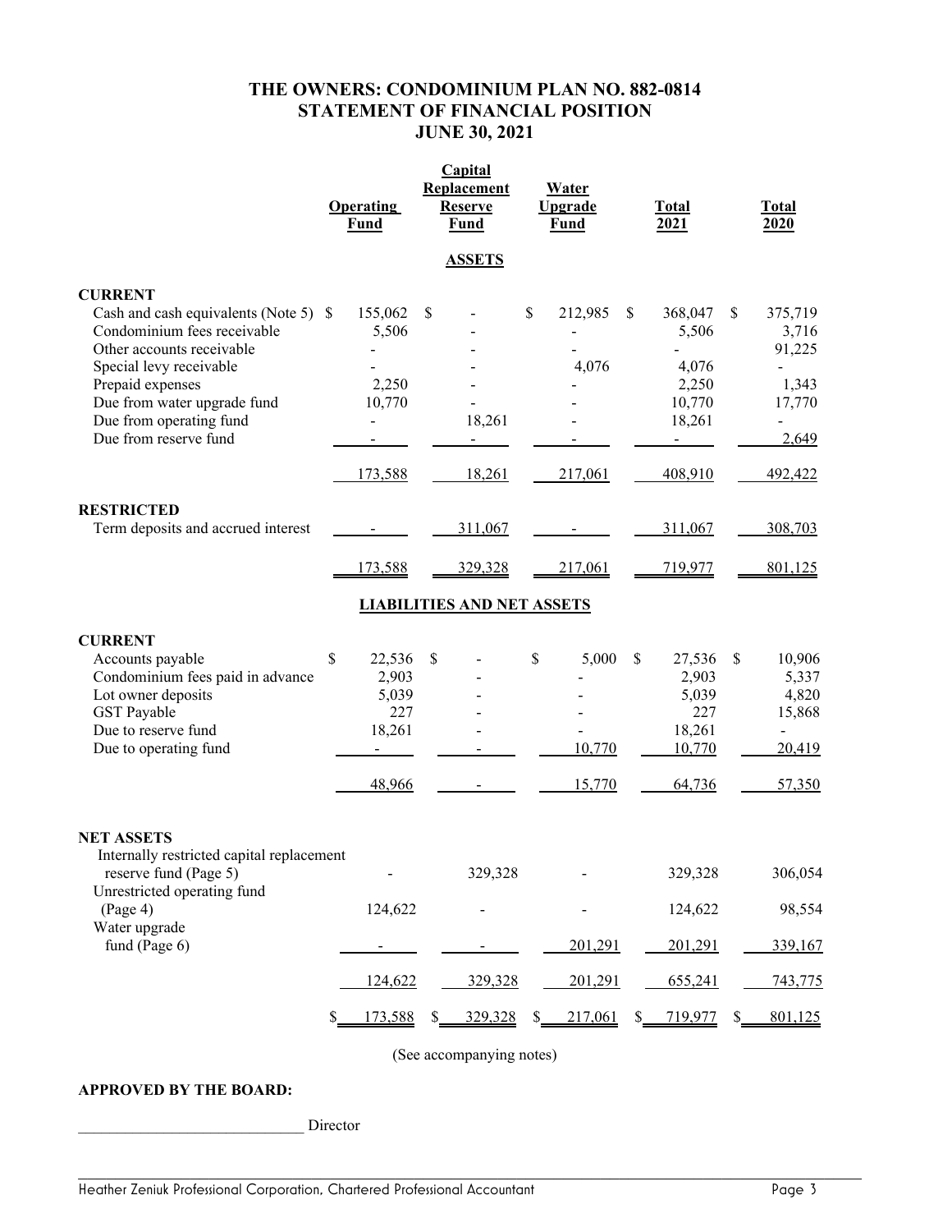# THE OWNERS: CONDOMINIUM PLAN NO. 882-0814
## STATEMENT OF FINANCIAL POSITION
### JUNE 30, 2021

| | Operating Fund | Capital Replacement Reserve Fund | Water Upgrade Fund | Total 2021 | Total 2020 |
|---|---|---|---|---|---|
| | | **ASSETS** | | | |
| **CURRENT** | | | | | |
| Cash and cash equivalents (Note 5) | $ 155,062 | $ - | $ 212,985 | $ 368,047 | $ 375,719 |
| Condominium fees receivable | 5,506 | - | - | 5,506 | 3,716 |
| Other accounts receivable | - | - | - | - | 91,225 |
| Special levy receivable | - | - | 4,076 | 4,076 | - |
| Prepaid expenses | 2,250 | - | - | 2,250 | 1,343 |
| Due from water upgrade fund | 10,770 | - | - | 10,770 | 17,770 |
| Due from operating fund | - | 18,261 | - | 18,261 | - |
| Due from reserve fund | - | - | - | - | 2,649 |
| | 173,588 | 18,261 | 217,061 | 408,910 | 492,422 |
| **RESTRICTED** | | | | | |
| Term deposits and accrued interest | - | 311,067 | - | 311,067 | 308,703 |
| | 173,588 | 329,328 | 217,061 | 719,977 | 801,125 |
| | | **LIABILITIES AND NET ASSETS** | | | |
| **CURRENT** | | | | | |
| Accounts payable | $ 22,536 | $ - | $ 5,000 | $ 27,536 | $ 10,906 |
| Condominium fees paid in advance | 2,903 | - | - | 2,903 | 5,337 |
| Lot owner deposits | 5,039 | - | - | 5,039 | 4,820 |
| GST Payable | 227 | - | - | 227 | 15,868 |
| Due to reserve fund | 18,261 | - | - | 18,261 | - |
| Due to operating fund | - | - | 10,770 | 10,770 | 20,419 |
| | 48,966 | - | 15,770 | 64,736 | 57,350 |
| **NET ASSETS** | | | | | |
| Internally restricted capital replacement reserve fund (Page 5) | - | 329,328 | - | 329,328 | 306,054 |
| Unrestricted operating fund (Page 4) | 124,622 | - | - | 124,622 | 98,554 |
| Water upgrade fund (Page 6) | - | - | 201,291 | 201,291 | 339,167 |
| | 124,622 | 329,328 | 201,291 | 655,241 | 743,775 |
| | $ 173,588 | $ 329,328 | $ 217,061 | $ 719,977 | $ 801,125 |

(See accompanying notes)

**APPROVED BY THE BOARD:**

_____________________________ Director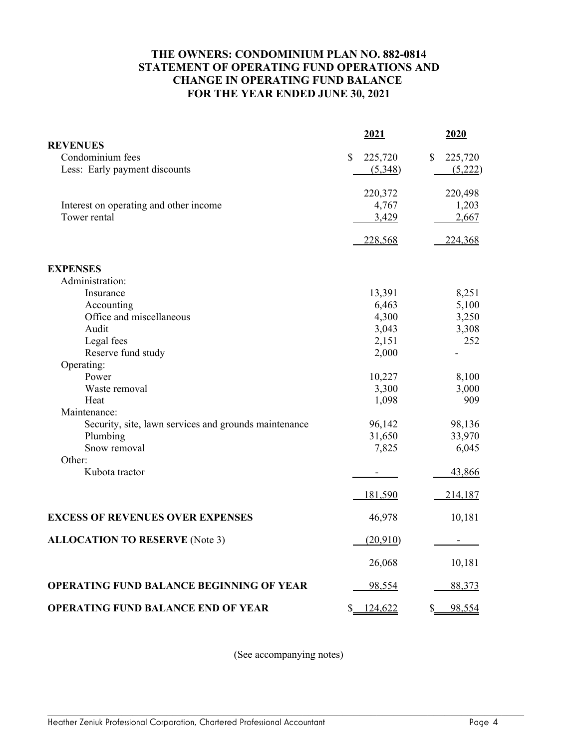# THE OWNERS: CONDOMINIUM PLAN NO. 882-0814
# STATEMENT OF OPERATING FUND OPERATIONS AND CHANGE IN OPERATING FUND BALANCE
# FOR THE YEAR ENDED JUNE 30, 2021

| | 2021 | 2020 |
|---|---|---|
| **REVENUES** | | |
| Condominium fees | $ 225,720 | $ 225,720 |
| Less: Early payment discounts | (5,348) | (5,222) |
| | 220,372 | 220,498 |
| Interest on operating and other income | 4,767 | 1,203 |
| Tower rental | 3,429 | 2,667 |
| | 228,568 | 224,368 |
| **EXPENSES** | | |
| Administration: | | |
| Insurance | 13,391 | 8,251 |
| Accounting | 6,463 | 5,100 |
| Office and miscellaneous | 4,300 | 3,250 |
| Audit | 3,043 | 3,308 |
| Legal fees | 2,151 | 252 |
| Reserve fund study | 2,000 | - |
| Operating: | | |
| Power | 10,227 | 8,100 |
| Waste removal | 3,300 | 3,000 |
| Heat | 1,098 | 909 |
| Maintenance: | | |
| Security, site, lawn services and grounds maintenance | 96,142 | 98,136 |
| Plumbing | 31,650 | 33,970 |
| Snow removal | 7,825 | 6,045 |
| Other: | | |
| Kubota tractor | - | 43,866 |
| | 181,590 | 214,187 |
| **EXCESS OF REVENUES OVER EXPENSES** | 46,978 | 10,181 |
| **ALLOCATION TO RESERVE** (Note 3) | (20,910) | - |
| | 26,068 | 10,181 |
| **OPERATING FUND BALANCE BEGINNING OF YEAR** | 98,554 | 88,373 |
| **OPERATING FUND BALANCE END OF YEAR** | $ 124,622 | $ 98,554 |

(See accompanying notes)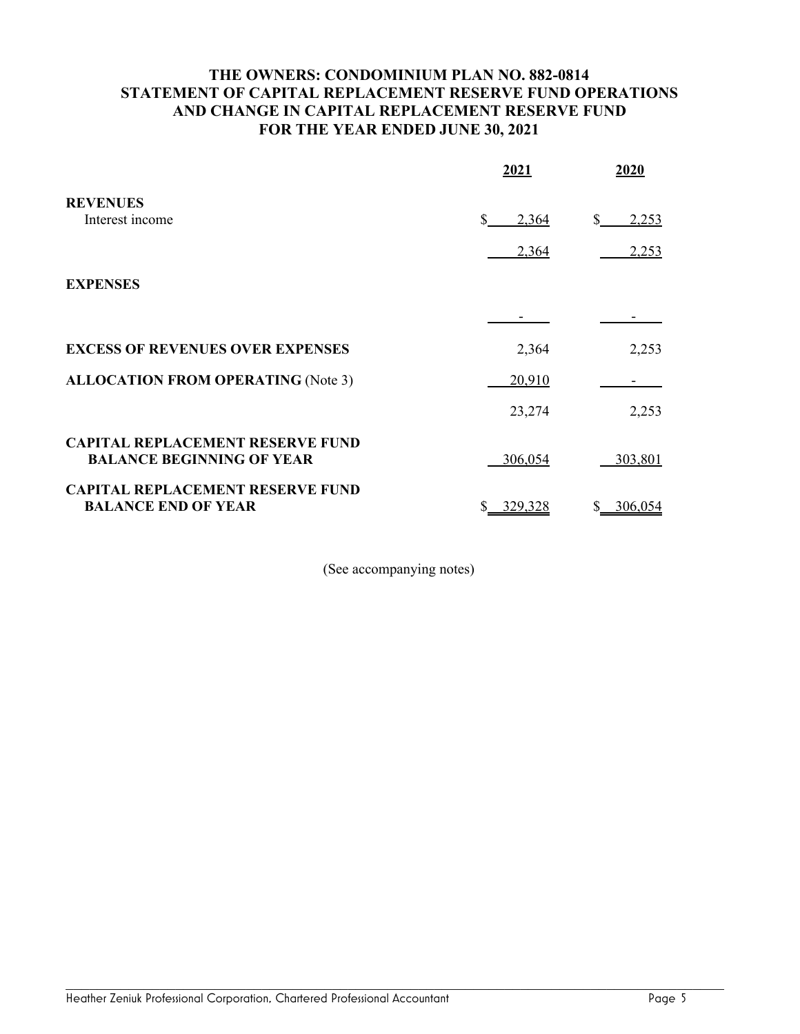# THE OWNERS: CONDOMINIUM PLAN NO. 882-0814
## STATEMENT OF CAPITAL REPLACEMENT RESERVE FUND OPERATIONS AND CHANGE IN CAPITAL REPLACEMENT RESERVE FUND
## FOR THE YEAR ENDED JUNE 30, 2021

| | 2021 | 2020 |
|---|---|---|
| **REVENUES** | | |
| Interest income | $ 2,364 | $ 2,253 |
| | 2,364 | 2,253 |
| **EXPENSES** | | |
| | - | - |
| **EXCESS OF REVENUES OVER EXPENSES** | 2,364 | 2,253 |
| **ALLOCATION FROM OPERATING** (Note 3) | 20,910 | - |
| | 23,274 | 2,253 |
| **CAPITAL REPLACEMENT RESERVE FUND BALANCE BEGINNING OF YEAR** | 306,054 | 303,801 |
| **CAPITAL REPLACEMENT RESERVE FUND BALANCE END OF YEAR** | $ 329,328 | $ 306,054 |

(See accompanying notes)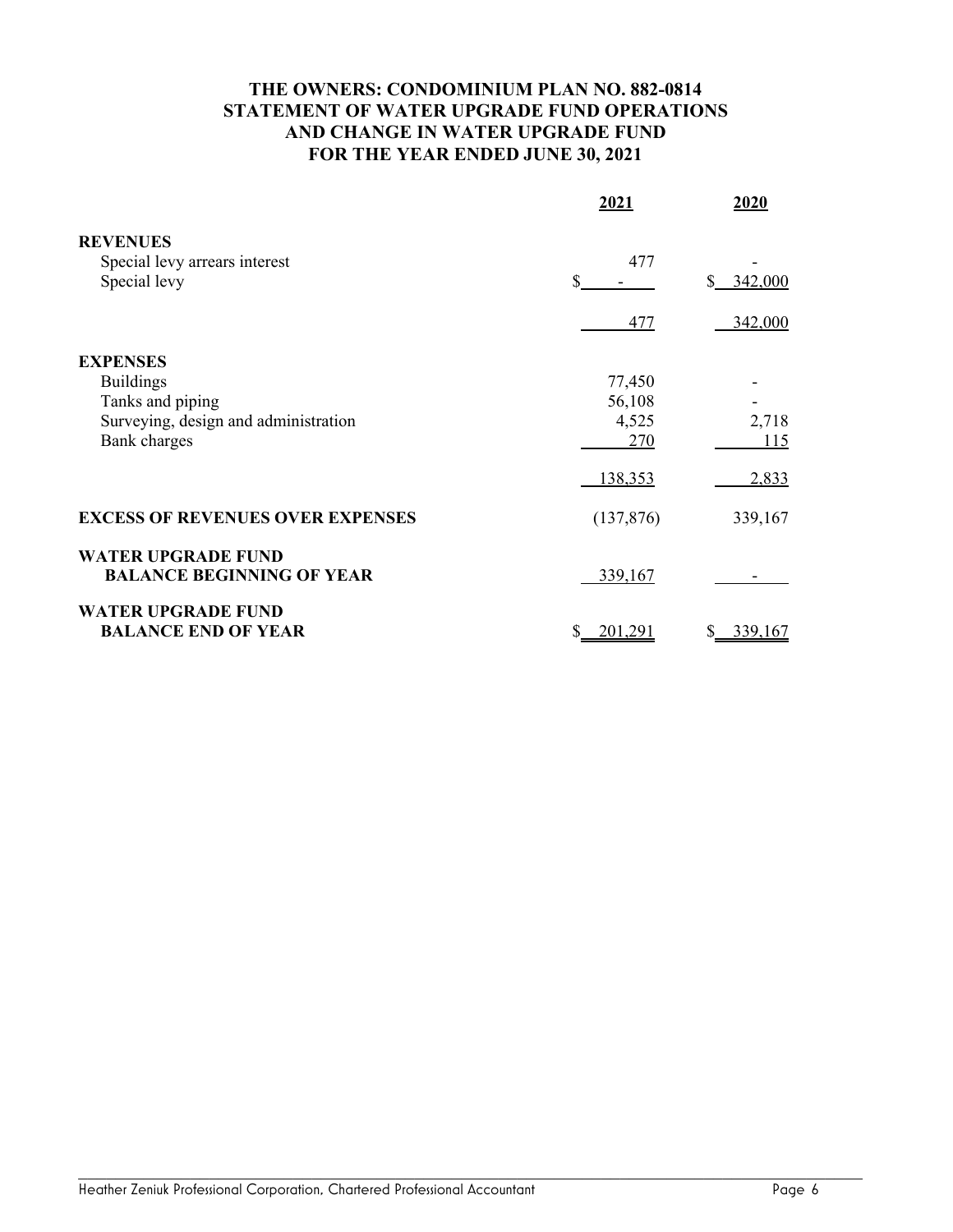**THE OWNERS: CONDOMINIUM PLAN NO. 882-0814**
**STATEMENT OF WATER UPGRADE FUND OPERATIONS**
**AND CHANGE IN WATER UPGRADE FUND**
**FOR THE YEAR ENDED JUNE 30, 2021**

| | 2021 | 2020 |
|---|---|---|
| **REVENUES** | | |
| Special levy arrears interest | 477 | - |
| Special levy | $ - | $ 342,000 |
| | 477 | 342,000 |
| **EXPENSES** | | |
| Buildings | 77,450 | - |
| Tanks and piping | 56,108 | - |
| Surveying, design and administration | 4,525 | 2,718 |
| Bank charges | 270 | 115 |
| | 138,353 | 2,833 |
| **EXCESS OF REVENUES OVER EXPENSES** | (137,876) | 339,167 |
| **WATER UPGRADE FUND BALANCE BEGINNING OF YEAR** | 339,167 | - |
| **WATER UPGRADE FUND BALANCE END OF YEAR** | $ 201,291 | $ 339,167 |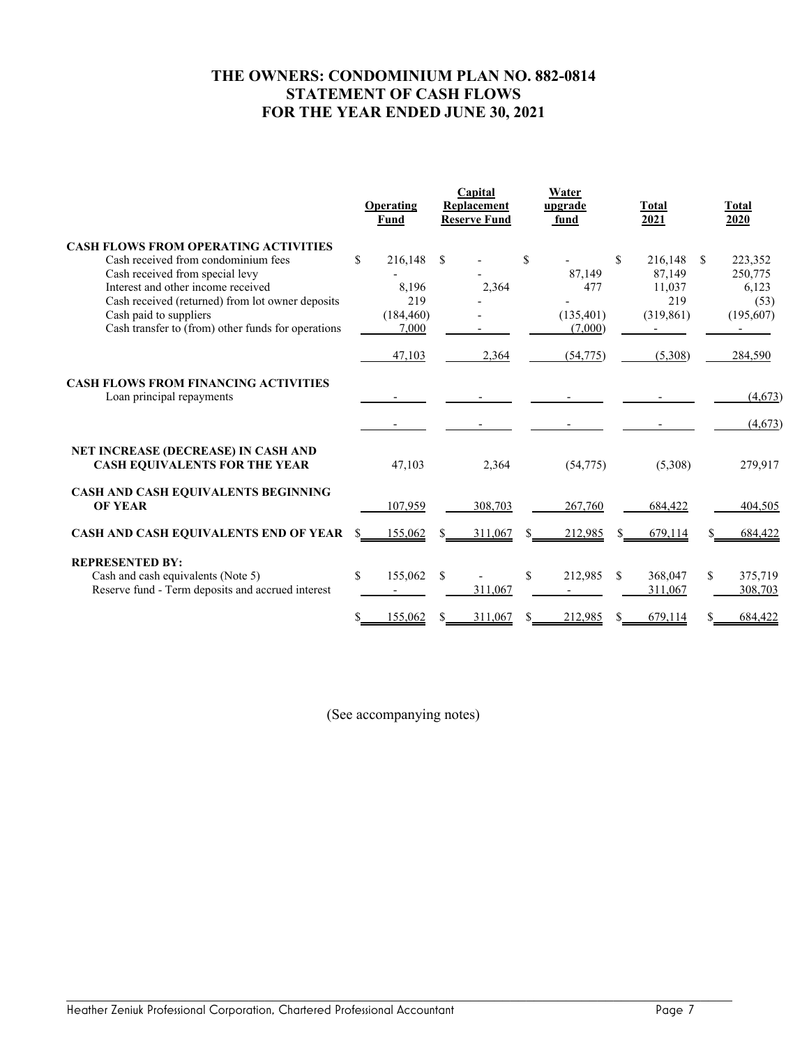# THE OWNERS: CONDOMINIUM PLAN NO. 882-0814
## STATEMENT OF CASH FLOWS
## FOR THE YEAR ENDED JUNE 30, 2021

| | Operating Fund | Capital Replacement Reserve Fund | Water upgrade fund | Total 2021 | Total 2020 |
|---|---|---|---|---|---|
| **CASH FLOWS FROM OPERATING ACTIVITIES** | | | | | |
| Cash received from condominium fees | $ 216,148 | $ - | $ - | $ 216,148 | $ 223,352 |
| Cash received from special levy | - | - | 87,149 | 87,149 | 250,775 |
| Interest and other income received | 8,196 | 2,364 | 477 | 11,037 | 6,123 |
| Cash received (returned) from lot owner deposits | 219 | - | - | 219 | (53) |
| Cash paid to suppliers | (184,460) | - | (135,401) | (319,861) | (195,607) |
| Cash transfer to (from) other funds for operations | 7,000 | - | (7,000) | - | - |
| | 47,103 | 2,364 | (54,775) | (5,308) | 284,590 |
| **CASH FLOWS FROM FINANCING ACTIVITIES** | | | | | |
| Loan principal repayments | - | - | - | - | (4,673) |
| | - | - | - | - | (4,673) |
| **NET INCREASE (DECREASE) IN CASH AND CASH EQUIVALENTS FOR THE YEAR** | 47,103 | 2,364 | (54,775) | (5,308) | 279,917 |
| **CASH AND CASH EQUIVALENTS BEGINNING OF YEAR** | 107,959 | 308,703 | 267,760 | 684,422 | 404,505 |
| **CASH AND CASH EQUIVALENTS END OF YEAR** | $ 155,062 | $ 311,067 | $ 212,985 | $ 679,114 | $ 684,422 |
| **REPRESENTED BY:** | | | | | |
| Cash and cash equivalents (Note 5) | $ 155,062 | $ - | $ 212,985 | $ 368,047 | $ 375,719 |
| Reserve fund - Term deposits and accrued interest | - | 311,067 | - | 311,067 | 308,703 |
| | $ 155,062 | $ 311,067 | $ 212,985 | $ 679,114 | $ 684,422 |

(See accompanying notes)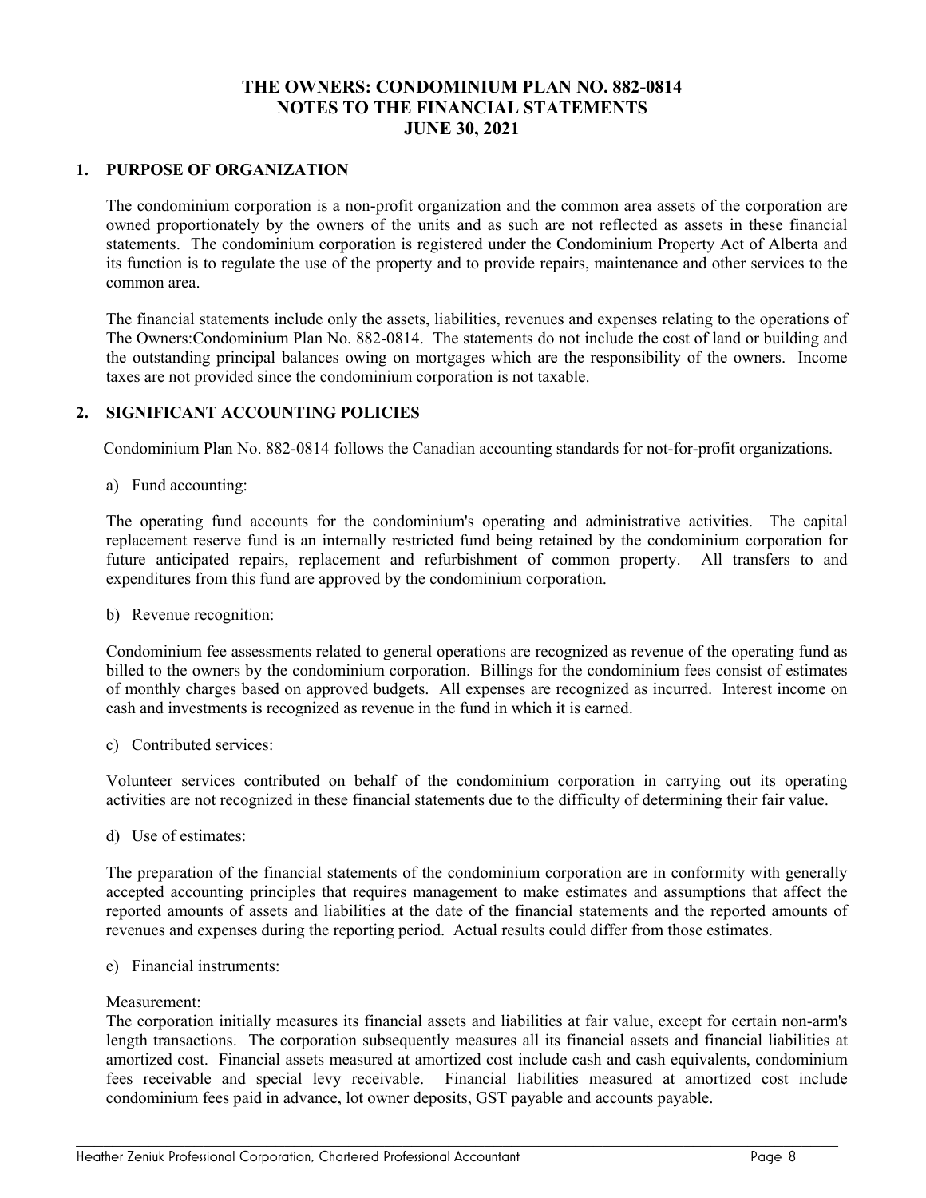# THE OWNERS: CONDOMINIUM PLAN NO. 882-0814
# NOTES TO THE FINANCIAL STATEMENTS
# JUNE 30, 2021

## 1. PURPOSE OF ORGANIZATION

The condominium corporation is a non-profit organization and the common area assets of the corporation are owned proportionately by the owners of the units and as such are not reflected as assets in these financial statements. The condominium corporation is registered under the Condominium Property Act of Alberta and its function is to regulate the use of the property and to provide repairs, maintenance and other services to the common area.

The financial statements include only the assets, liabilities, revenues and expenses relating to the operations of The Owners:Condominium Plan No. 882-0814. The statements do not include the cost of land or building and the outstanding principal balances owing on mortgages which are the responsibility of the owners. Income taxes are not provided since the condominium corporation is not taxable.

## 2. SIGNIFICANT ACCOUNTING POLICIES

Condominium Plan No. 882-0814 follows the Canadian accounting standards for not-for-profit organizations.

a) Fund accounting:

The operating fund accounts for the condominium's operating and administrative activities. The capital replacement reserve fund is an internally restricted fund being retained by the condominium corporation for future anticipated repairs, replacement and refurbishment of common property. All transfers to and expenditures from this fund are approved by the condominium corporation.

b) Revenue recognition:

Condominium fee assessments related to general operations are recognized as revenue of the operating fund as billed to the owners by the condominium corporation. Billings for the condominium fees consist of estimates of monthly charges based on approved budgets. All expenses are recognized as incurred. Interest income on cash and investments is recognized as revenue in the fund in which it is earned.

c) Contributed services:

Volunteer services contributed on behalf of the condominium corporation in carrying out its operating activities are not recognized in these financial statements due to the difficulty of determining their fair value.

d) Use of estimates:

The preparation of the financial statements of the condominium corporation are in conformity with generally accepted accounting principles that requires management to make estimates and assumptions that affect the reported amounts of assets and liabilities at the date of the financial statements and the reported amounts of revenues and expenses during the reporting period. Actual results could differ from those estimates.

e) Financial instruments:

Measurement:
The corporation initially measures its financial assets and liabilities at fair value, except for certain non-arm's length transactions. The corporation subsequently measures all its financial assets and financial liabilities at amortized cost. Financial assets measured at amortized cost include cash and cash equivalents, condominium fees receivable and special levy receivable. Financial liabilities measured at amortized cost include condominium fees paid in advance, lot owner deposits, GST payable and accounts payable.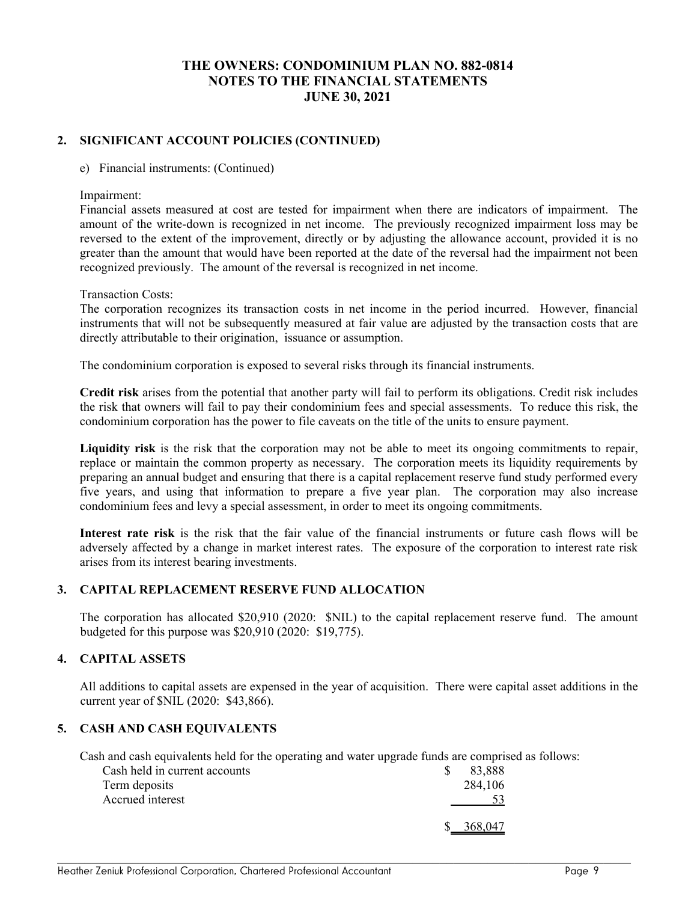# THE OWNERS: CONDOMINIUM PLAN NO. 882-0814
# NOTES TO THE FINANCIAL STATEMENTS
# JUNE 30, 2021

## 2. SIGNIFICANT ACCOUNT POLICIES (CONTINUED)

e) Financial instruments: (Continued)

Impairment:
Financial assets measured at cost are tested for impairment when there are indicators of impairment. The amount of the write-down is recognized in net income. The previously recognized impairment loss may be reversed to the extent of the improvement, directly or by adjusting the allowance account, provided it is no greater than the amount that would have been reported at the date of the reversal had the impairment not been recognized previously. The amount of the reversal is recognized in net income.

Transaction Costs:
The corporation recognizes its transaction costs in net income in the period incurred. However, financial instruments that will not be subsequently measured at fair value are adjusted by the transaction costs that are directly attributable to their origination, issuance or assumption.

The condominium corporation is exposed to several risks through its financial instruments.

**Credit risk** arises from the potential that another party will fail to perform its obligations. Credit risk includes the risk that owners will fail to pay their condominium fees and special assessments. To reduce this risk, the condominium corporation has the power to file caveats on the title of the units to ensure payment.

**Liquidity risk** is the risk that the corporation may not be able to meet its ongoing commitments to repair, replace or maintain the common property as necessary. The corporation meets its liquidity requirements by preparing an annual budget and ensuring that there is a capital replacement reserve fund study performed every five years, and using that information to prepare a five year plan. The corporation may also increase condominium fees and levy a special assessment, in order to meet its ongoing commitments.

**Interest rate risk** is the risk that the fair value of the financial instruments or future cash flows will be adversely affected by a change in market interest rates. The exposure of the corporation to interest rate risk arises from its interest bearing investments.

## 3. CAPITAL REPLACEMENT RESERVE FUND ALLOCATION

The corporation has allocated $20,910 (2020: $NIL) to the capital replacement reserve fund. The amount budgeted for this purpose was $20,910 (2020: $19,775).

## 4. CAPITAL ASSETS

All additions to capital assets are expensed in the year of acquisition. There were capital asset additions in the current year of $NIL (2020: $43,866).

## 5. CASH AND CASH EQUIVALENTS

Cash and cash equivalents held for the operating and water upgrade funds are comprised as follows:

| | |
|---|---|
| Cash held in current accounts | $ 83,888 |
| Term deposits | 284,106 |
| Accrued interest | 53 |
| | $ 368,047 |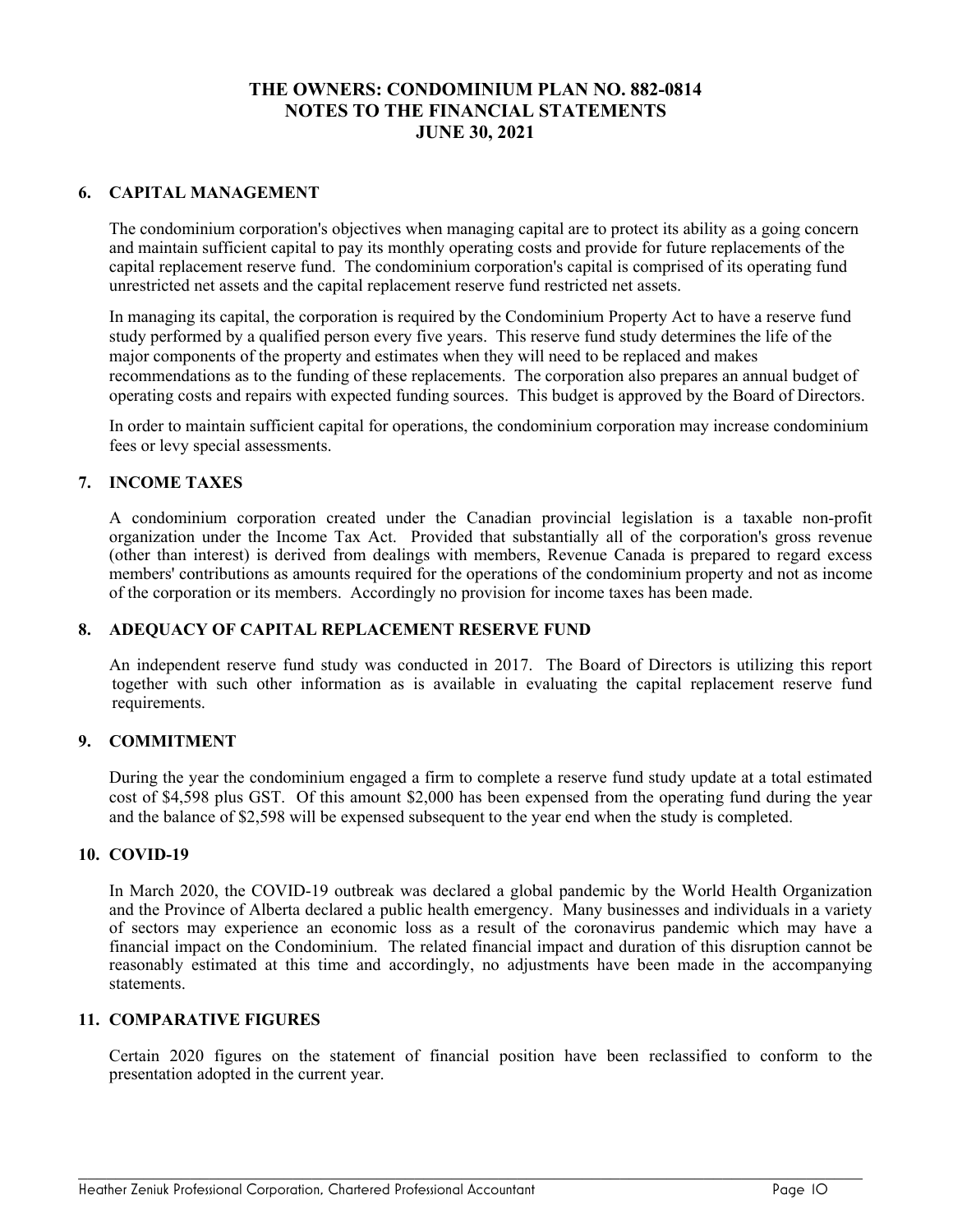# THE OWNERS: CONDOMINIUM PLAN NO. 882-0814
# NOTES TO THE FINANCIAL STATEMENTS
# JUNE 30, 2021

## 6. CAPITAL MANAGEMENT

The condominium corporation's objectives when managing capital are to protect its ability as a going concern and maintain sufficient capital to pay its monthly operating costs and provide for future replacements of the capital replacement reserve fund. The condominium corporation's capital is comprised of its operating fund unrestricted net assets and the capital replacement reserve fund restricted net assets.

In managing its capital, the corporation is required by the Condominium Property Act to have a reserve fund study performed by a qualified person every five years. This reserve fund study determines the life of the major components of the property and estimates when they will need to be replaced and makes recommendations as to the funding of these replacements. The corporation also prepares an annual budget of operating costs and repairs with expected funding sources. This budget is approved by the Board of Directors.

In order to maintain sufficient capital for operations, the condominium corporation may increase condominium fees or levy special assessments.

## 7. INCOME TAXES

A condominium corporation created under the Canadian provincial legislation is a taxable non-profit organization under the Income Tax Act. Provided that substantially all of the corporation's gross revenue (other than interest) is derived from dealings with members, Revenue Canada is prepared to regard excess members' contributions as amounts required for the operations of the condominium property and not as income of the corporation or its members. Accordingly no provision for income taxes has been made.

## 8. ADEQUACY OF CAPITAL REPLACEMENT RESERVE FUND

An independent reserve fund study was conducted in 2017. The Board of Directors is utilizing this report together with such other information as is available in evaluating the capital replacement reserve fund requirements.

## 9. COMMITMENT

During the year the condominium engaged a firm to complete a reserve fund study update at a total estimated cost of $4,598 plus GST. Of this amount $2,000 has been expensed from the operating fund during the year and the balance of $2,598 will be expensed subsequent to the year end when the study is completed.

## 10. COVID-19

In March 2020, the COVID-19 outbreak was declared a global pandemic by the World Health Organization and the Province of Alberta declared a public health emergency. Many businesses and individuals in a variety of sectors may experience an economic loss as a result of the coronavirus pandemic which may have a financial impact on the Condominium. The related financial impact and duration of this disruption cannot be reasonably estimated at this time and accordingly, no adjustments have been made in the accompanying statements.

## 11. COMPARATIVE FIGURES

Certain 2020 figures on the statement of financial position have been reclassified to conform to the presentation adopted in the current year.